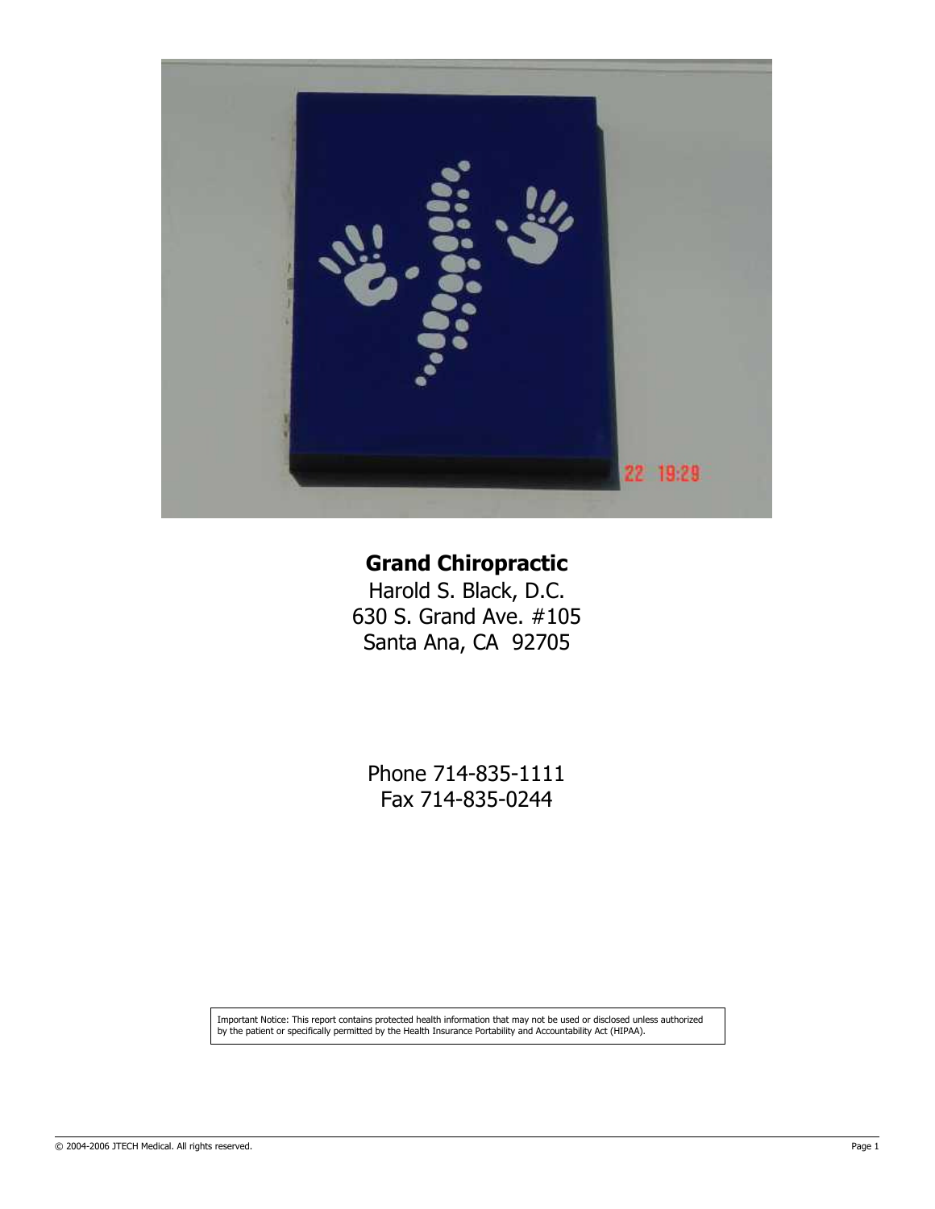**Grand Chiropractic**

Harold S. Black, D.C.
630 S. Grand Ave. #105
Santa Ana, CA 92705

Phone 714-835-1111
Fax 714-835-0244

Important Notice: This report contains protected health information that may not be used or disclosed unless authorized by the patient or specifically permitted by the Health Insurance Portability and Accountability Act (HIPAA).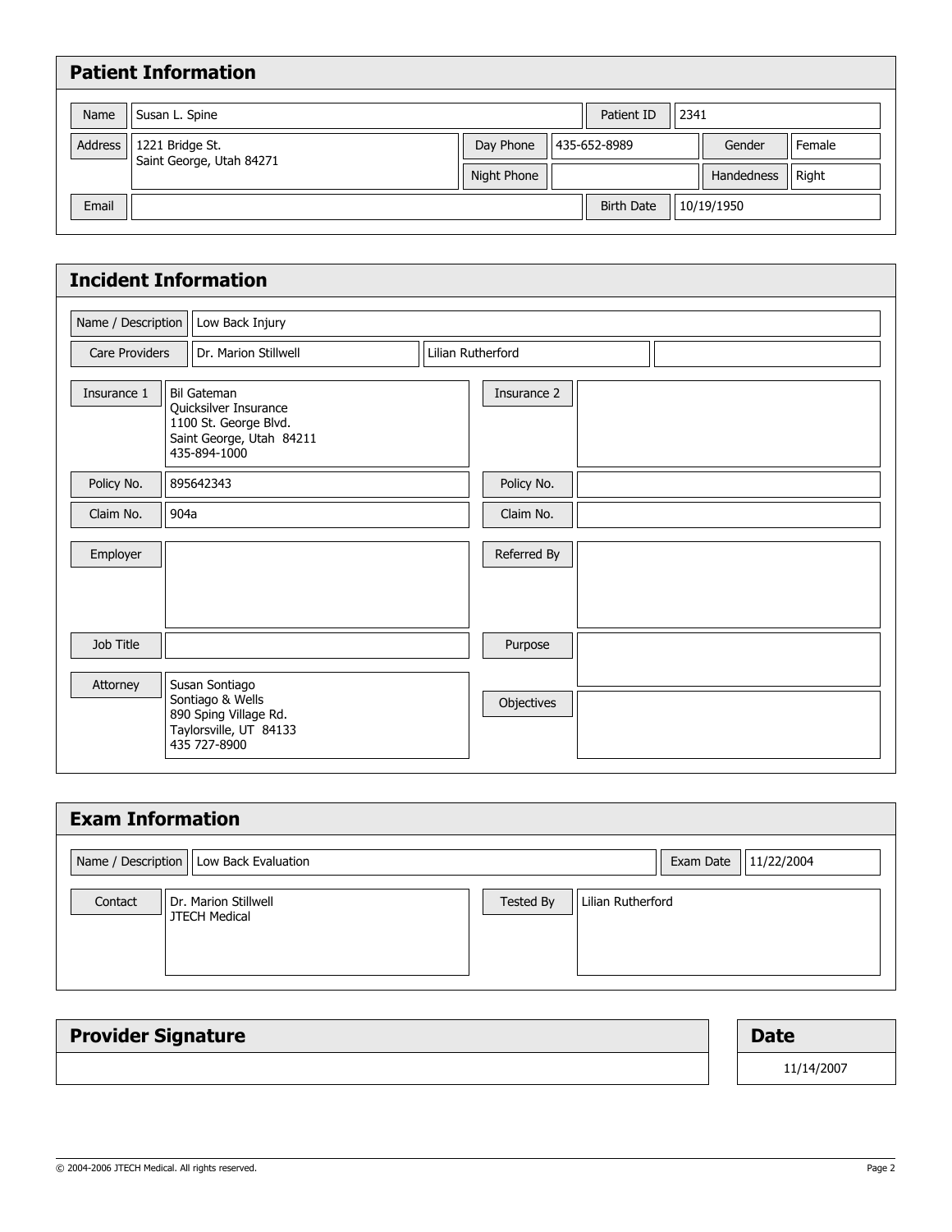## Patient Information

| | | | | | |
|---|---|---|---|---|---|
| Name | Susan L. Spine | | | Patient ID | 2341 |
| Address | 1221 Bridge St.<br>Saint George, Utah 84271 | Day Phone | 435-652-8989 | Gender | Female |
| | | Night Phone | | Handedness | Right |
| Email | | | | Birth Date | 10/19/1950 |

## Incident Information

| | | | |
|---|---|---|---|
| Name / Description | Low Back Injury | | |
| Care Providers | Dr. Marion Stillwell | Lilian Rutherford | |

| | | | |
|---|---|---|---|
| Insurance 1 | Bil Gateman<br>Quicksilver Insurance<br>1100 St. George Blvd.<br>Saint George, Utah 84211<br>435-894-1000 | Insurance 2 | |
| Policy No. | 895642343 | Policy No. | |
| Claim No. | 904a | Claim No. | |
| Employer | | Referred By | |
| Job Title | | Purpose | |
| Attorney | Susan Sontiago<br>Sontiago & Wells<br>890 Sping Village Rd.<br>Taylorsville, UT 84133<br>435 727-8900 | Objectives | |

## Exam Information

| | | | |
|---|---|---|---|
| Name / Description | Low Back Evaluation | Exam Date | 11/22/2004 |
| Contact | Dr. Marion Stillwell<br>JTECH Medical | Tested By | Lilian Rutherford |

| Provider Signature | Date |
|---|---|
| | 11/14/2007 |

© 2004-2006 JTECH Medical. All rights reserved.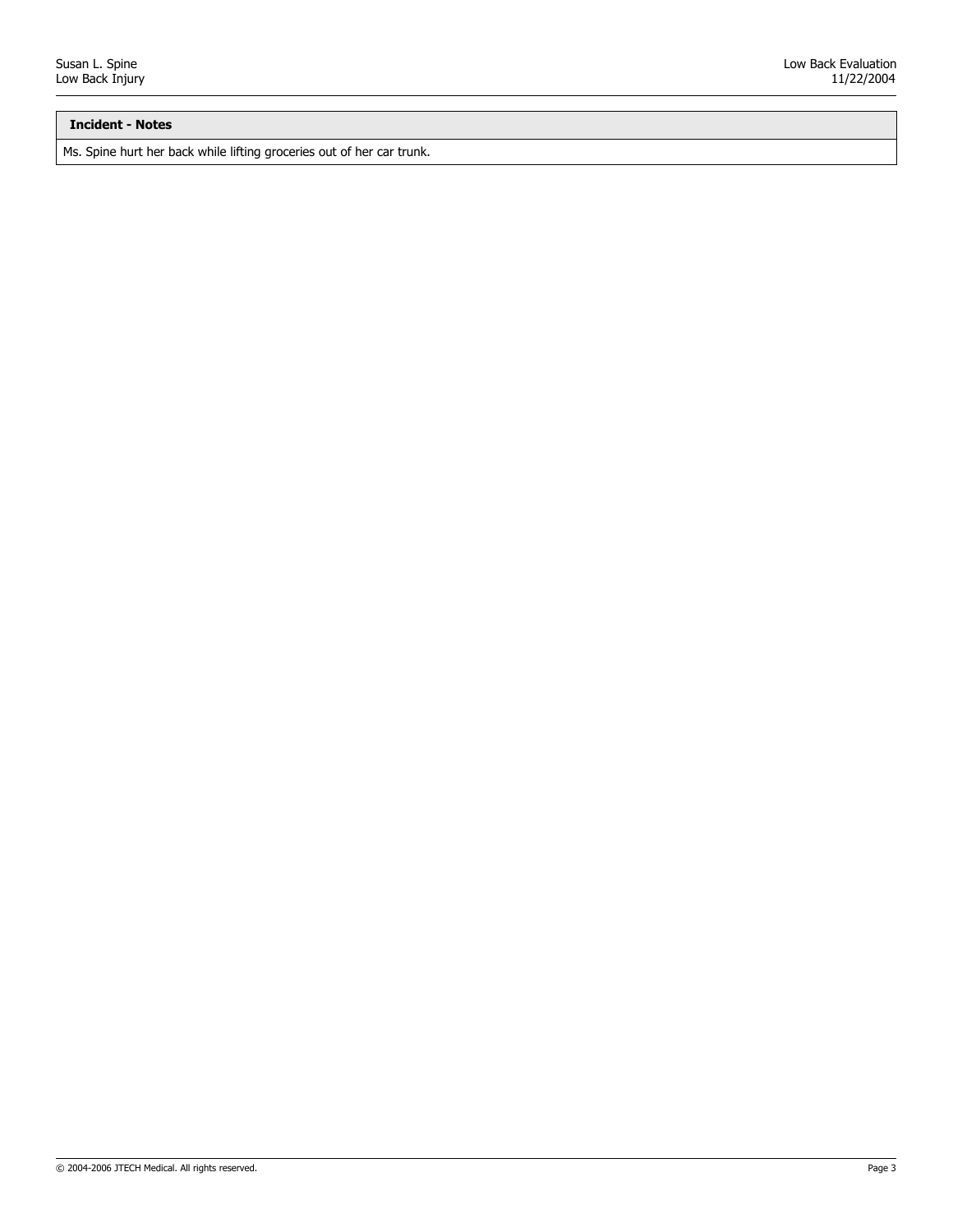| Incident - Notes |
| --- |
| Ms. Spine hurt her back while lifting groceries out of her car trunk. |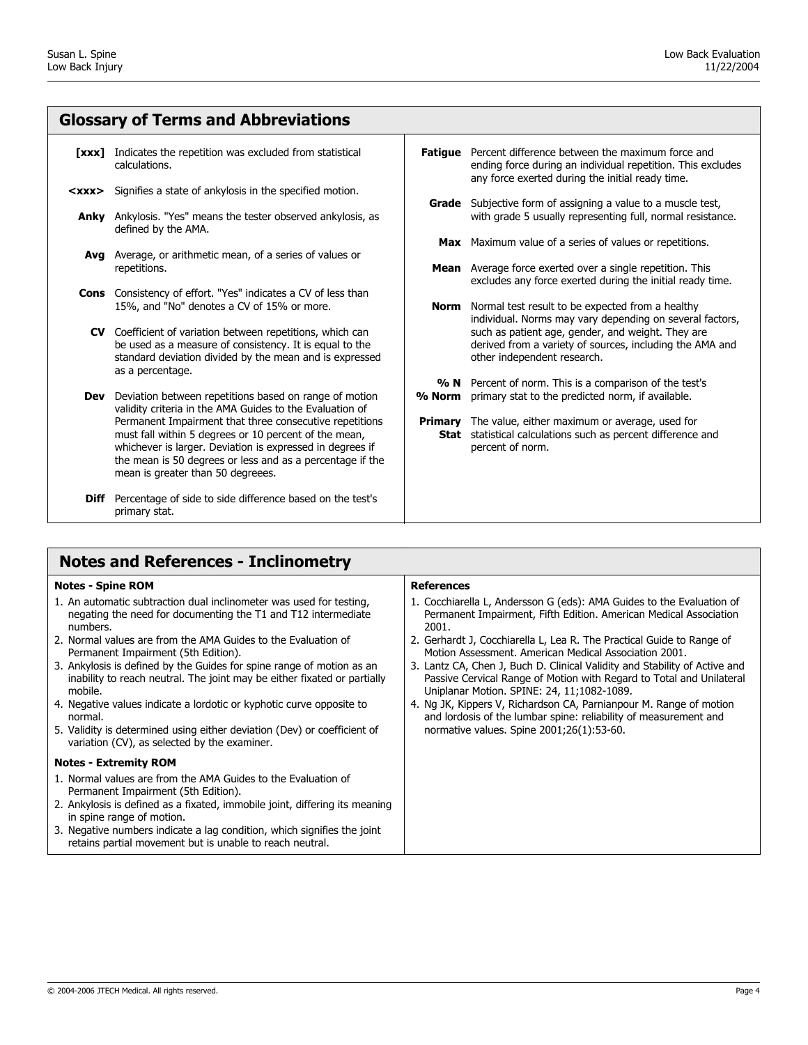## Glossary of Terms and Abbreviations

**[xxx]** Indicates the repetition was excluded from statistical calculations.

**<xxx>** Signifies a state of ankylosis in the specified motion.

**Anky** Ankylosis. "Yes" means the tester observed ankylosis, as defined by the AMA.

**Avg** Average, or arithmetic mean, of a series of values or repetitions.

**Cons** Consistency of effort. "Yes" indicates a CV of less than 15%, and "No" denotes a CV of 15% or more.

**CV** Coefficient of variation between repetitions, which can be used as a measure of consistency. It is equal to the standard deviation divided by the mean and is expressed as a percentage.

**Dev** Deviation between repetitions based on range of motion validity criteria in the AMA Guides to the Evaluation of Permanent Impairment that three consecutive repetitions must fall within 5 degrees or 10 percent of the mean, whichever is larger. Deviation is expressed in degrees if the mean is 50 degrees or less and as a percentage if the mean is greater than 50 degreees.

**Diff** Percentage of side to side difference based on the test's primary stat.

**Fatigue** Percent difference between the maximum force and ending force during an individual repetition. This excludes any force exerted during the initial ready time.

**Grade** Subjective form of assigning a value to a muscle test, with grade 5 usually representing full, normal resistance.

**Max** Maximum value of a series of values or repetitions.

**Mean** Average force exerted over a single repetition. This excludes any force exerted during the initial ready time.

**Norm** Normal test result to be expected from a healthy individual. Norms may vary depending on several factors, such as patient age, gender, and weight. They are derived from a variety of sources, including the AMA and other independent research.

**% N / % Norm** Percent of norm. This is a comparison of the test's primary stat to the predicted norm, if available.

**Primary Stat** The value, either maximum or average, used for statistical calculations such as percent difference and percent of norm.

## Notes and References - Inclinometry

### Notes - Spine ROM

1. An automatic subtraction dual inclinometer was used for testing, negating the need for documenting the T1 and T12 intermediate numbers.
2. Normal values are from the AMA Guides to the Evaluation of Permanent Impairment (5th Edition).
3. Ankylosis is defined by the Guides for spine range of motion as an inability to reach neutral. The joint may be either fixated or partially mobile.
4. Negative values indicate a lordotic or kyphotic curve opposite to normal.
5. Validity is determined using either deviation (Dev) or coefficient of variation (CV), as selected by the examiner.

### Notes - Extremity ROM

1. Normal values are from the AMA Guides to the Evaluation of Permanent Impairment (5th Edition).
2. Ankylosis is defined as a fixated, immobile joint, differing its meaning in spine range of motion.
3. Negative numbers indicate a lag condition, which signifies the joint retains partial movement but is unable to reach neutral.

### References

1. Cocchiarella L, Andersson G (eds): AMA Guides to the Evaluation of Permanent Impairment, Fifth Edition. American Medical Association 2001.
2. Gerhardt J, Cocchiarella L, Lea R. The Practical Guide to Range of Motion Assessment. American Medical Association 2001.
3. Lantz CA, Chen J, Buch D. Clinical Validity and Stability of Active and Passive Cervical Range of Motion with Regard to Total and Unilateral Uniplanar Motion. SPINE: 24, 11;1082-1089.
4. Ng JK, Kippers V, Richardson CA, Parnianpour M. Range of motion and lordosis of the lumbar spine: reliability of measurement and normative values. Spine 2001;26(1):53-60.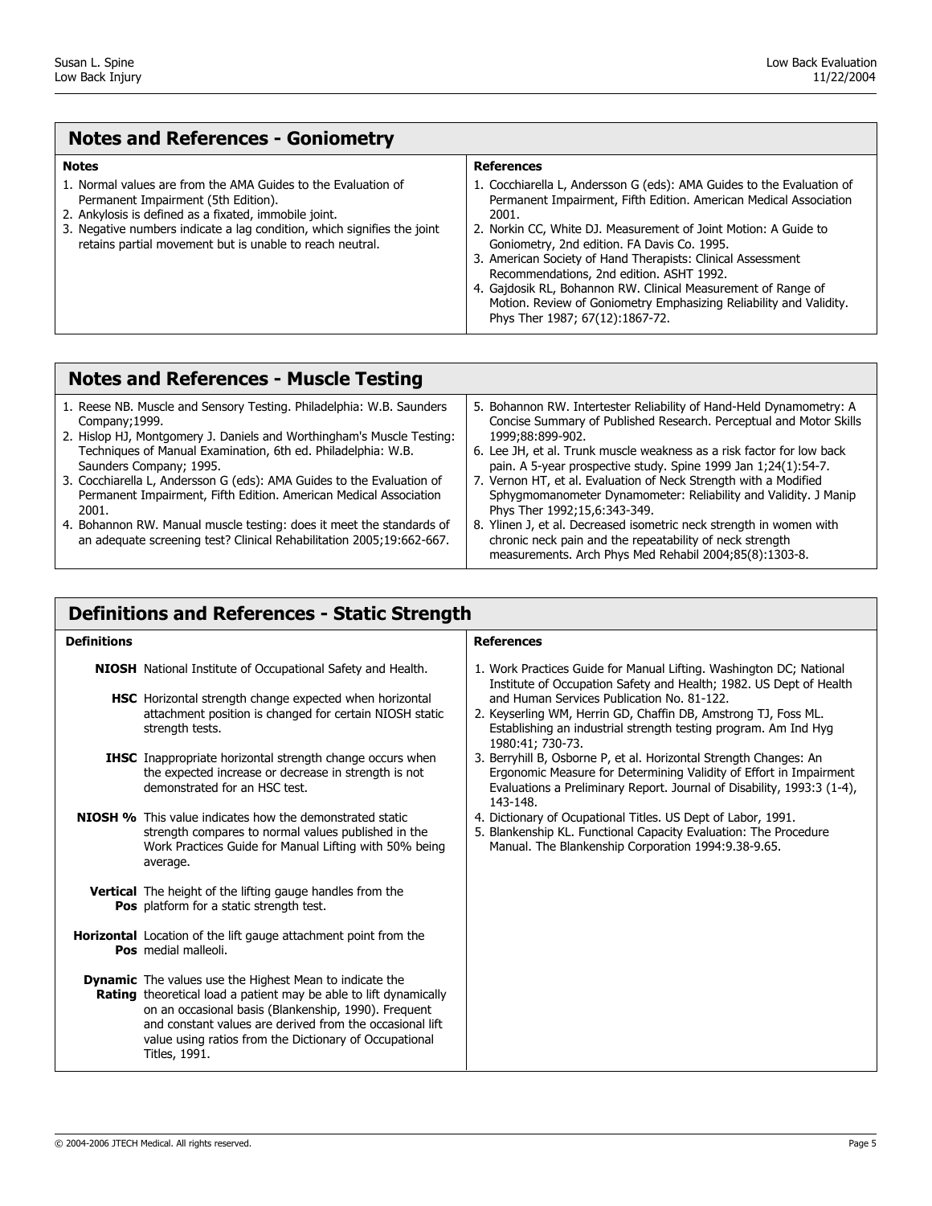## Notes and References - Goniometry

**Notes**

1. Normal values are from the AMA Guides to the Evaluation of Permanent Impairment (5th Edition).
2. Ankylosis is defined as a fixated, immobile joint.
3. Negative numbers indicate a lag condition, which signifies the joint retains partial movement but is unable to reach neutral.

**References**

1. Cocchiarella L, Andersson G (eds): AMA Guides to the Evaluation of Permanent Impairment, Fifth Edition. American Medical Association 2001.
2. Norkin CC, White DJ. Measurement of Joint Motion: A Guide to Goniometry, 2nd edition. FA Davis Co. 1995.
3. American Society of Hand Therapists: Clinical Assessment Recommendations, 2nd edition. ASHT 1992.
4. Gajdosik RL, Bohannon RW. Clinical Measurement of Range of Motion. Review of Goniometry Emphasizing Reliability and Validity. Phys Ther 1987; 67(12):1867-72.

## Notes and References - Muscle Testing

1. Reese NB. Muscle and Sensory Testing. Philadelphia: W.B. Saunders Company;1999.
2. Hislop HJ, Montgomery J. Daniels and Worthingham's Muscle Testing: Techniques of Manual Examination, 6th ed. Philadelphia: W.B. Saunders Company; 1995.
3. Cocchiarella L, Andersson G (eds): AMA Guides to the Evaluation of Permanent Impairment, Fifth Edition. American Medical Association 2001.
4. Bohannon RW. Manual muscle testing: does it meet the standards of an adequate screening test? Clinical Rehabilitation 2005;19:662-667.
5. Bohannon RW. Intertester Reliability of Hand-Held Dynamometry: A Concise Summary of Published Research. Perceptual and Motor Skills 1999;88:899-902.
6. Lee JH, et al. Trunk muscle weakness as a risk factor for low back pain. A 5-year prospective study. Spine 1999 Jan 1;24(1):54-7.
7. Vernon HT, et al. Evaluation of Neck Strength with a Modified Sphygmomanometer Dynamometer: Reliability and Validity. J Manip Phys Ther 1992;15,6:343-349.
8. Ylinen J, et al. Decreased isometric neck strength in women with chronic neck pain and the repeatability of neck strength measurements. Arch Phys Med Rehabil 2004;85(8):1303-8.

## Definitions and References - Static Strength

**Definitions**

**NIOSH** National Institute of Occupational Safety and Health.

**HSC** Horizontal strength change expected when horizontal attachment position is changed for certain NIOSH static strength tests.

**IHSC** Inappropriate horizontal strength change occurs when the expected increase or decrease in strength is not demonstrated for an HSC test.

**NIOSH %** This value indicates how the demonstrated static strength compares to normal values published in the Work Practices Guide for Manual Lifting with 50% being average.

**Vertical Pos** The height of the lifting gauge handles from the platform for a static strength test.

**Horizontal Pos** Location of the lift gauge attachment point from the medial malleoli.

**Dynamic Rating** The values use the Highest Mean to indicate the theoretical load a patient may be able to lift dynamically on an occasional basis (Blankenship, 1990). Frequent and constant values are derived from the occasional lift value using ratios from the Dictionary of Occupational Titles, 1991.

**References**

1. Work Practices Guide for Manual Lifting. Washington DC; National Institute of Occupation Safety and Health; 1982. US Dept of Health and Human Services Publication No. 81-122.
2. Keyserling WM, Herrin GD, Chaffin DB, Amstrong TJ, Foss ML. Establishing an industrial strength testing program. Am Ind Hyg 1980:41; 730-73.
3. Berryhill B, Osborne P, et al. Horizontal Strength Changes: An Ergonomic Measure for Determining Validity of Effort in Impairment Evaluations a Preliminary Report. Journal of Disability, 1993:3 (1-4), 143-148.
4. Dictionary of Ocupational Titles. US Dept of Labor, 1991.
5. Blankenship KL. Functional Capacity Evaluation: The Procedure Manual. The Blankenship Corporation 1994:9.38-9.65.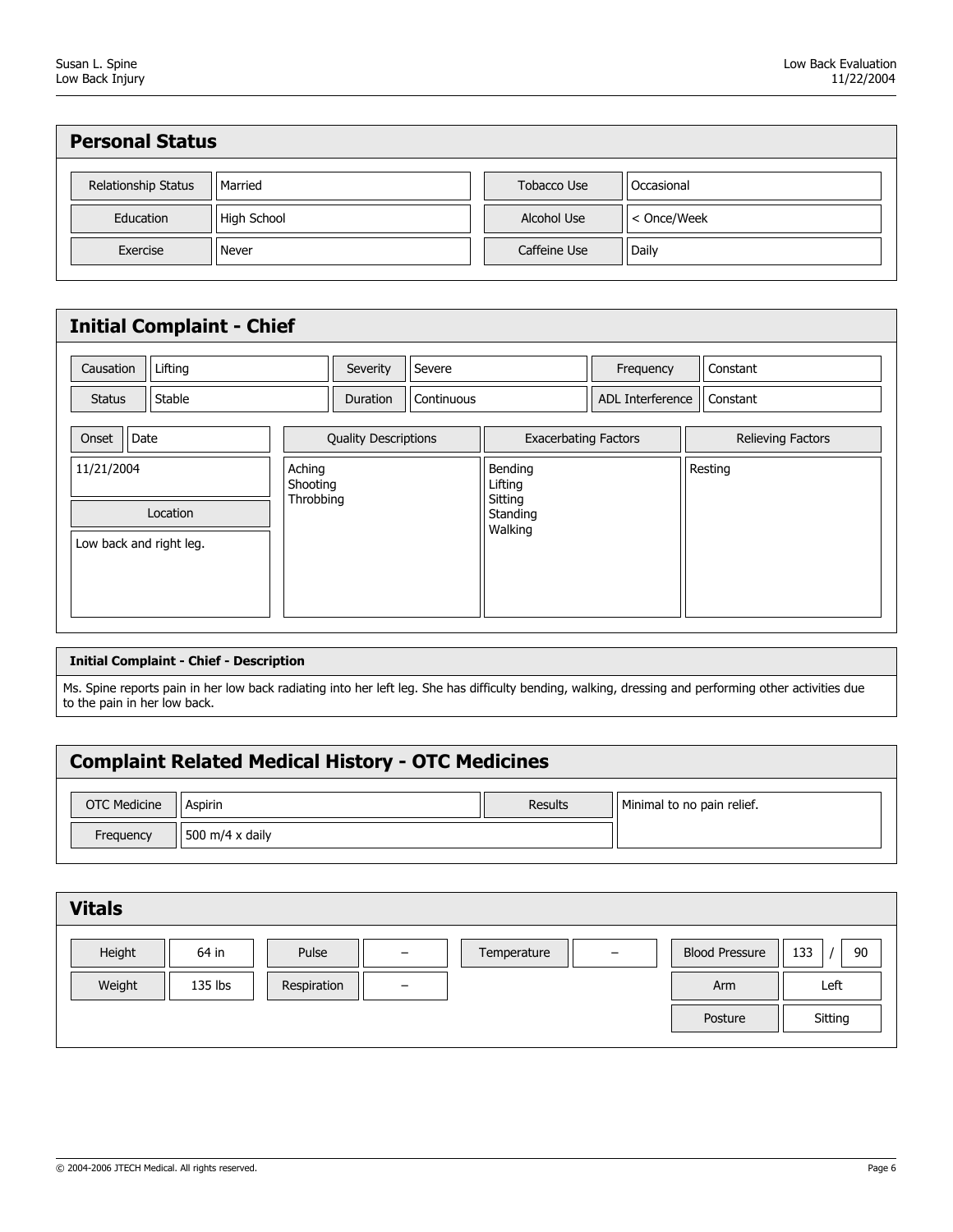## Personal Status

| | | | |
|---|---|---|---|
| Relationship Status | Married | Tobacco Use | Occasional |
| Education | High School | Alcohol Use | < Once/Week |
| Exercise | Never | Caffeine Use | Daily |

## Initial Complaint - Chief

| | | | | | |
|---|---|---|---|---|---|
| Causation | Lifting | Severity | Severe | Frequency | Constant |
| Status | Stable | Duration | Continuous | ADL Interference | Constant |

| Onset Date | Quality Descriptions | Exacerbating Factors | Relieving Factors |
|---|---|---|---|
| 11/21/2004 | Aching<br>Shooting<br>Throbbing | Bending<br>Lifting<br>Sitting<br>Standing<br>Walking | Resting |

| Location |
|---|
| Low back and right leg. |

### Initial Complaint - Chief - Description

Ms. Spine reports pain in her low back radiating into her left leg. She has difficulty bending, walking, dressing and performing other activities due to the pain in her low back.

## Complaint Related Medical History - OTC Medicines

| | | | |
|---|---|---|---|
| OTC Medicine | Aspirin | Results | Minimal to no pain relief. |
| Frequency | 500 m/4 x daily | | |

## Vitals

| | | | | | | | |
|---|---|---|---|---|---|---|---|
| Height | 64 in | Pulse | – | Temperature | – | Blood Pressure | 133 / 90 |
| Weight | 135 lbs | Respiration | – | | | Arm | Left |
| | | | | | | Posture | Sitting |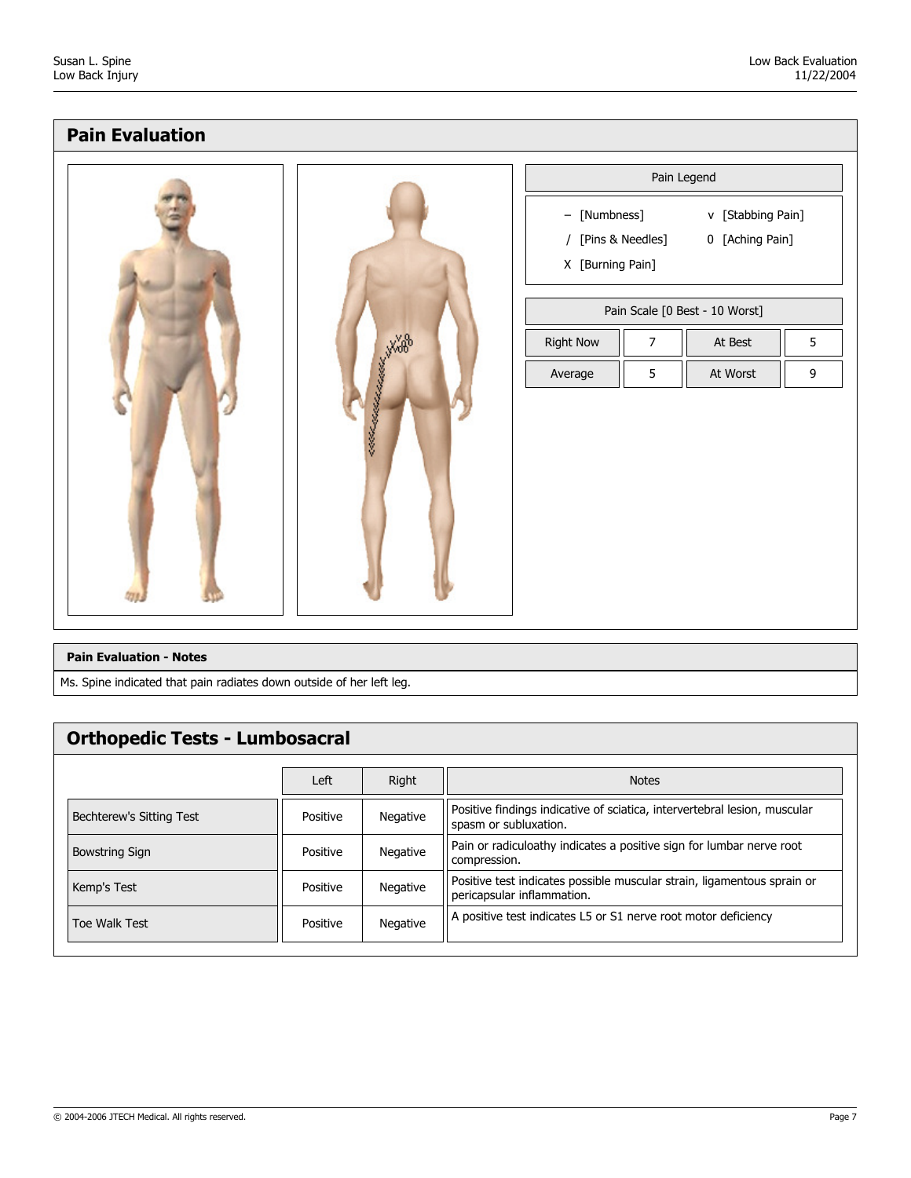## Pain Evaluation

| Pain Legend | |
|---|---|
| – [Numbness] | v [Stabbing Pain] |
| / [Pins & Needles] | 0 [Aching Pain] |
| X [Burning Pain] | |

| Pain Scale [0 Best - 10 Worst] | | | |
|---|---|---|---|
| Right Now | 7 | At Best | 5 |
| Average | 5 | At Worst | 9 |

### Pain Evaluation - Notes

Ms. Spine indicated that pain radiates down outside of her left leg.

## Orthopedic Tests - Lumbosacral

| | Left | Right | Notes |
|---|---|---|---|
| Bechterew's Sitting Test | Positive | Negative | Positive findings indicative of sciatica, intervertebral lesion, muscular spasm or subluxation. |
| Bowstring Sign | Positive | Negative | Pain or radiculoathy indicates a positive sign for lumbar nerve root compression. |
| Kemp's Test | Positive | Negative | Positive test indicates possible muscular strain, ligamentous sprain or pericapsular inflammation. |
| Toe Walk Test | Positive | Negative | A positive test indicates L5 or S1 nerve root motor deficiency |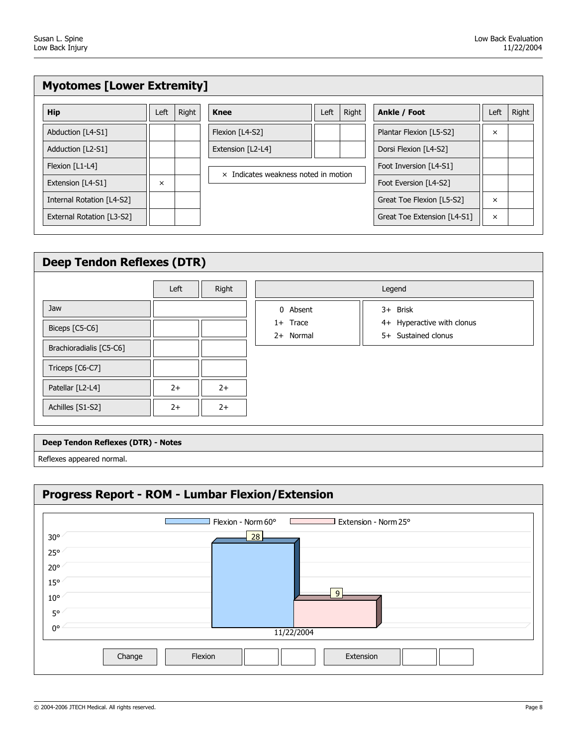## Myotomes [Lower Extremity]

| Hip | Left | Right |
|---|---|---|
| Abduction [L4-S1] | | |
| Adduction [L2-S1] | | |
| Flexion [L1-L4] | | |
| Extension [L4-S1] | × | |
| Internal Rotation [L4-S2] | | |
| External Rotation [L3-S2] | | |

| Knee | Left | Right |
|---|---|---|
| Flexion [L4-S2] | | |
| Extension [L2-L4] | | |

× Indicates weakness noted in motion

| Ankle / Foot | Left | Right |
|---|---|---|
| Plantar Flexion [L5-S2] | × | |
| Dorsi Flexion [L4-S2] | | |
| Foot Inversion [L4-S1] | | |
| Foot Eversion [L4-S2] | | |
| Great Toe Flexion [L5-S2] | × | |
| Great Toe Extension [L4-S1] | × | |

## Deep Tendon Reflexes (DTR)

| | Left | Right |
|---|---|---|
| Jaw | | |
| Biceps [C5-C6] | | |
| Brachioradialis [C5-C6] | | |
| Triceps [C6-C7] | | |
| Patellar [L2-L4] | 2+ | 2+ |
| Achilles [S1-S2] | 2+ | 2+ |

**Legend**

| | |
|---|---|
| 0 Absent | 3+ Brisk |
| 1+ Trace | 4+ Hyperactive with clonus |
| 2+ Normal | 5+ Sustained clonus |

### Deep Tendon Reflexes (DTR) - Notes

Reflexes appeared normal.

## Progress Report - ROM - Lumbar Flexion/Extension

Flexion - Norm 60° | Extension - Norm 25°

| Date | Flexion | Extension |
|---|---|---|
| 11/22/2004 | 28 | 9 |

| Change | Flexion | | | Extension | | |
|---|---|---|---|---|---|---|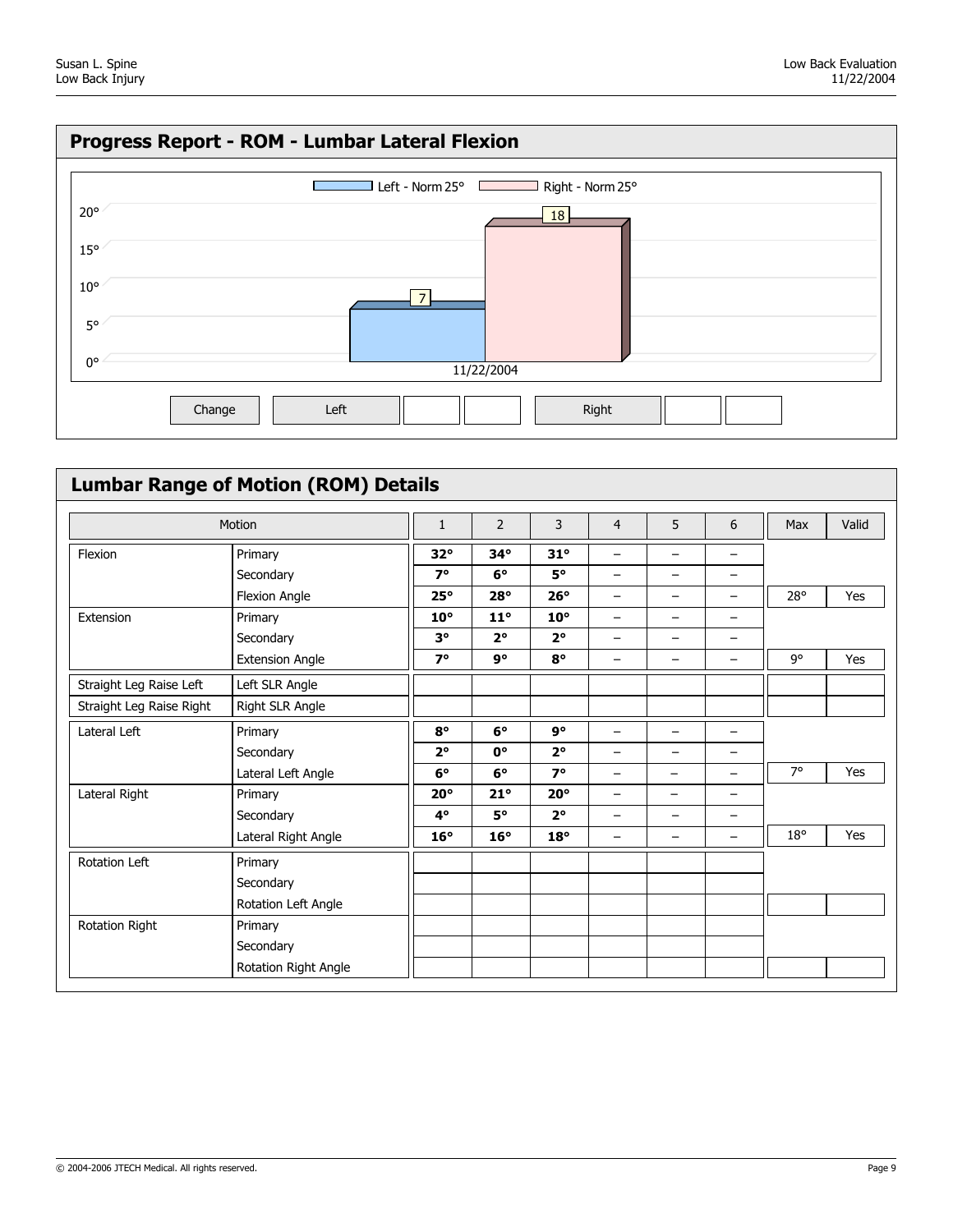## Progress Report - ROM - Lumbar Lateral Flexion

Left - Norm 25° | Right - Norm 25°

| Date | Left | Right |
|---|---|---|
| 11/22/2004 | 7 | 18 |

| Change | Left | | | Right | | |
|---|---|---|---|---|---|---|

## Lumbar Range of Motion (ROM) Details

| Motion | | 1 | 2 | 3 | 4 | 5 | 6 | Max | Valid |
|---|---|---|---|---|---|---|---|---|---|
| Flexion | Primary | **32°** | **34°** | **31°** | – | – | – | | |
| | Secondary | **7°** | **6°** | **5°** | – | – | – | | |
| | Flexion Angle | **25°** | **28°** | **26°** | – | – | – | 28° | Yes |
| Extension | Primary | **10°** | **11°** | **10°** | – | – | – | | |
| | Secondary | **3°** | **2°** | **2°** | – | – | – | | |
| | Extension Angle | **7°** | **9°** | **8°** | – | – | – | 9° | Yes |
| Straight Leg Raise Left | Left SLR Angle | | | | | | | | |
| Straight Leg Raise Right | Right SLR Angle | | | | | | | | |
| Lateral Left | Primary | **8°** | **6°** | **9°** | – | – | – | | |
| | Secondary | **2°** | **0°** | **2°** | – | – | – | | |
| | Lateral Left Angle | **6°** | **6°** | **7°** | – | – | – | 7° | Yes |
| Lateral Right | Primary | **20°** | **21°** | **20°** | – | – | – | | |
| | Secondary | **4°** | **5°** | **2°** | – | – | – | | |
| | Lateral Right Angle | **16°** | **16°** | **18°** | – | – | – | 18° | Yes |
| Rotation Left | Primary | | | | | | | | |
| | Secondary | | | | | | | | |
| | Rotation Left Angle | | | | | | | | |
| Rotation Right | Primary | | | | | | | | |
| | Secondary | | | | | | | | |
| | Rotation Right Angle | | | | | | | | |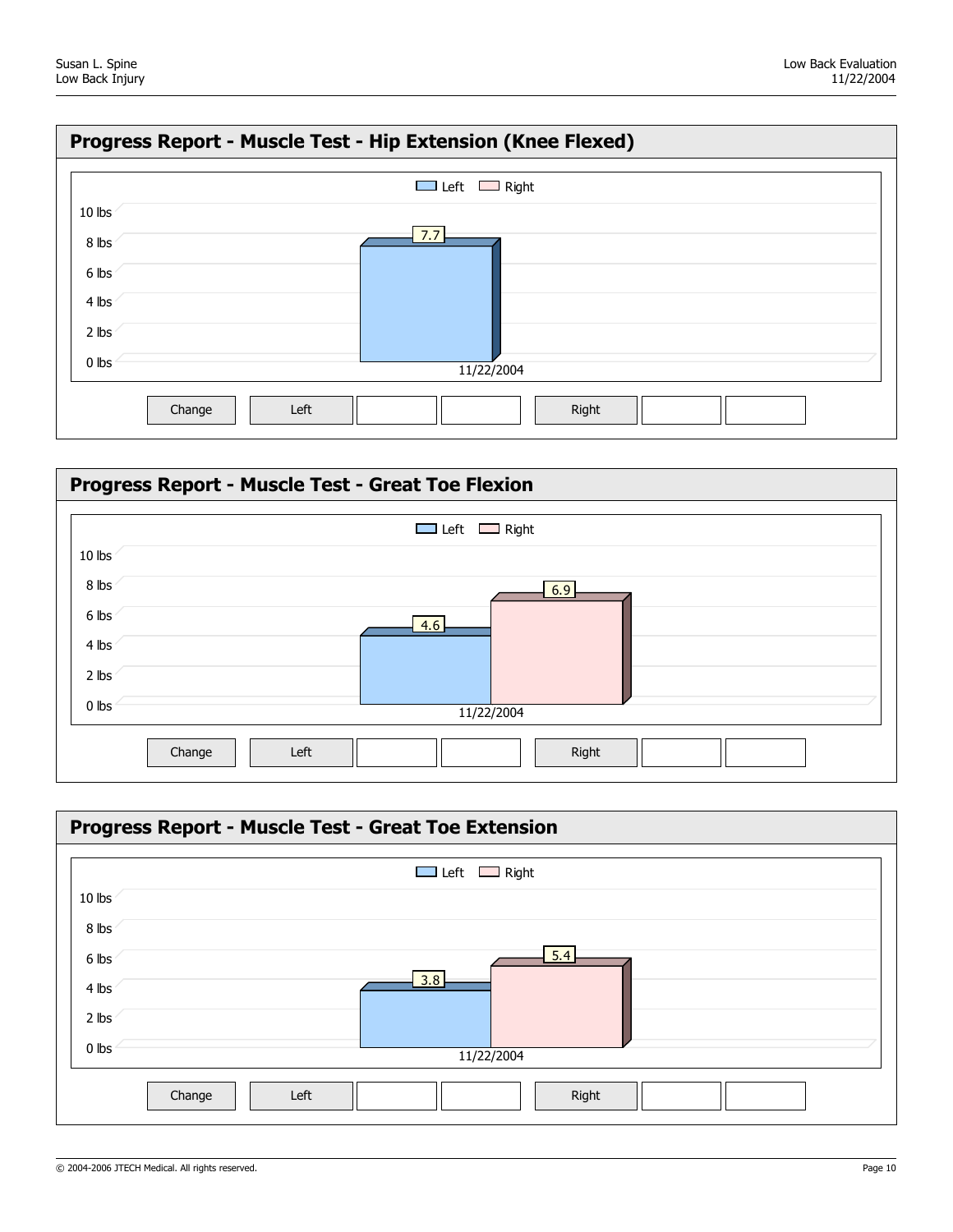## Progress Report - Muscle Test - Hip Extension (Knee Flexed)

Legend: Left, Right

Y-axis: 0 lbs, 2 lbs, 4 lbs, 6 lbs, 8 lbs, 10 lbs

| Date | Left | Right |
| --- | --- | --- |
| 11/22/2004 | 7.7 | |

| Change | Left | | | Right | | |
| --- | --- | --- | --- | --- | --- | --- |

## Progress Report - Muscle Test - Great Toe Flexion

Legend: Left, Right

Y-axis: 0 lbs, 2 lbs, 4 lbs, 6 lbs, 8 lbs, 10 lbs

| Date | Left | Right |
| --- | --- | --- |
| 11/22/2004 | 4.6 | 6.9 |

| Change | Left | | | Right | | |
| --- | --- | --- | --- | --- | --- | --- |

## Progress Report - Muscle Test - Great Toe Extension

Legend: Left, Right

Y-axis: 0 lbs, 2 lbs, 4 lbs, 6 lbs, 8 lbs, 10 lbs

| Date | Left | Right |
| --- | --- | --- |
| 11/22/2004 | 3.8 | 5.4 |

| Change | Left | | | Right | | |
| --- | --- | --- | --- | --- | --- | --- |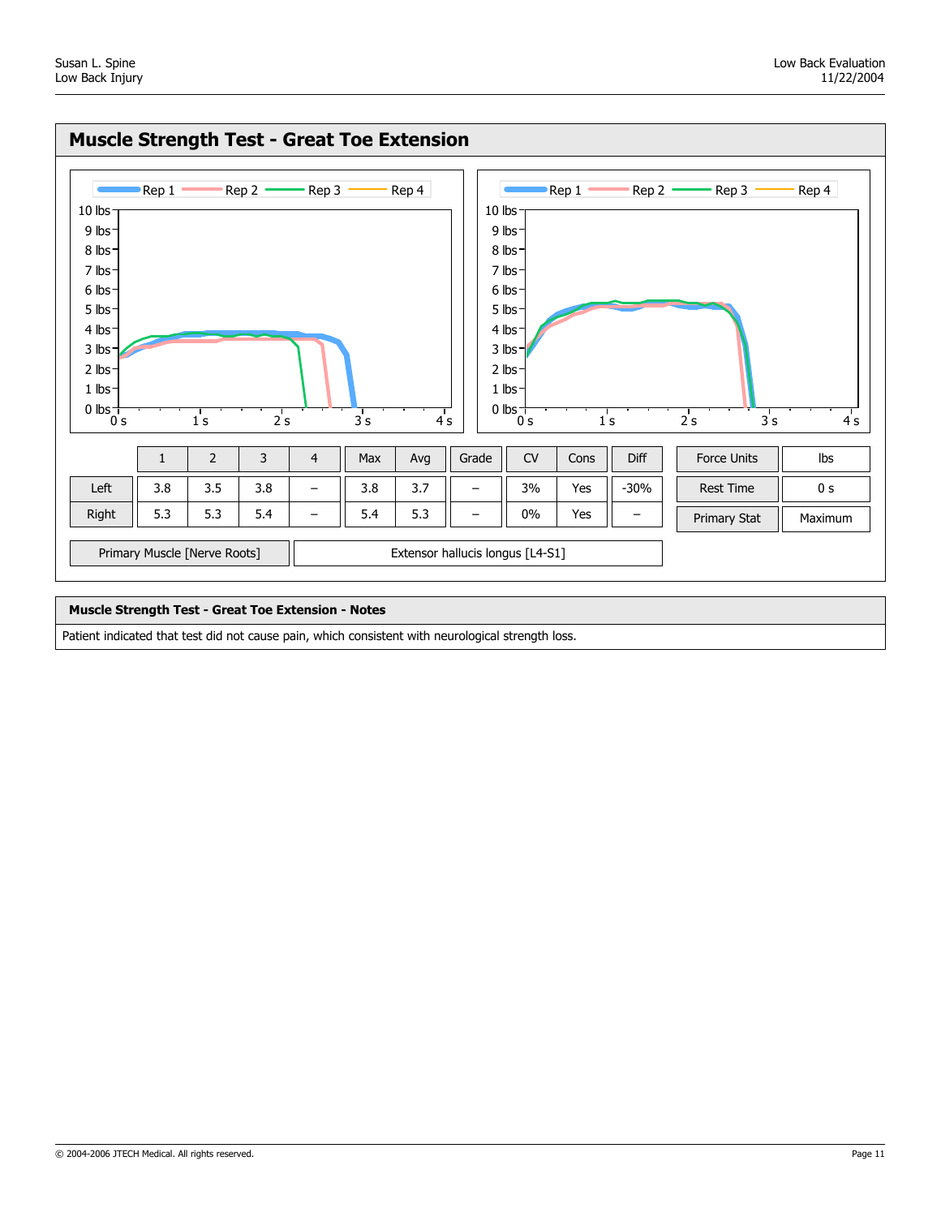## Muscle Strength Test - Great Toe Extension

| | 1 | 2 | 3 | 4 | Max | Avg | Grade | CV | Cons | Diff |
|---|---|---|---|---|---|---|---|---|---|---|
| Left | 3.8 | 3.5 | 3.8 | – | 3.8 | 3.7 | – | 3% | Yes | -30% |
| Right | 5.3 | 5.3 | 5.4 | – | 5.4 | 5.3 | – | 0% | Yes | – |

| | |
|---|---|
| Force Units | lbs |
| Rest Time | 0 s |
| Primary Stat | Maximum |

| | |
|---|---|
| Primary Muscle [Nerve Roots] | Extensor hallucis longus [L4-S1] |

### Muscle Strength Test - Great Toe Extension - Notes

Patient indicated that test did not cause pain, which consistent with neurological strength loss.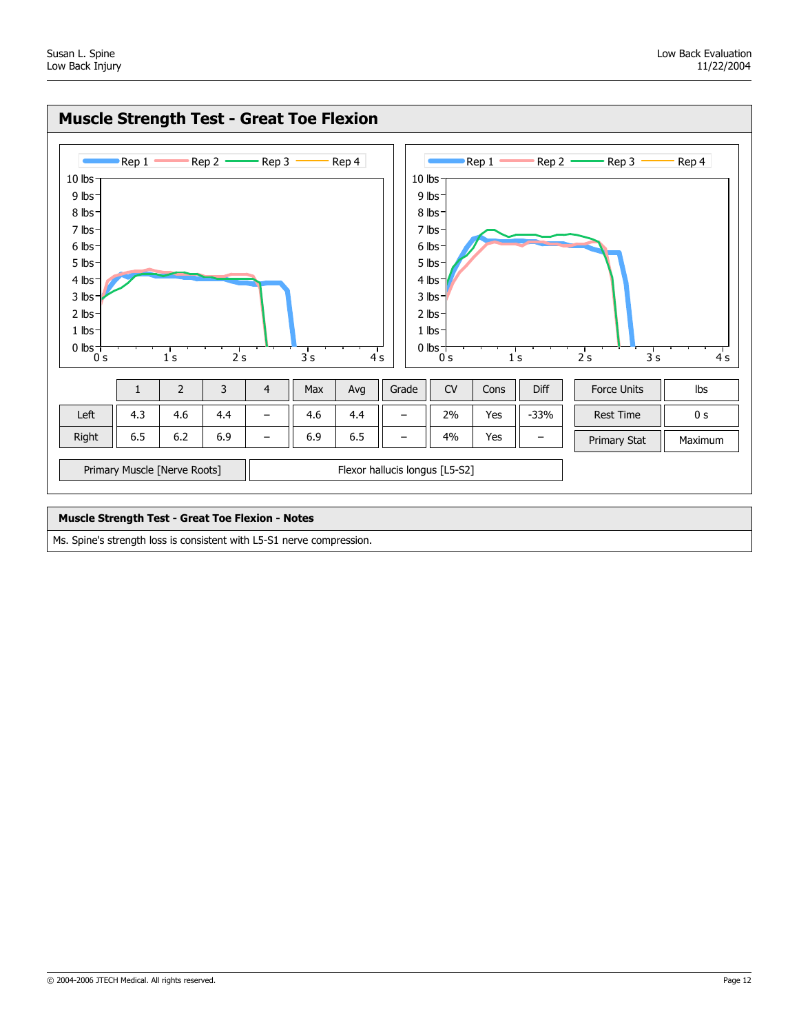## Muscle Strength Test - Great Toe Flexion

|  | 1 | 2 | 3 | 4 | Max | Avg | Grade | CV | Cons | Diff |
|---|---|---|---|---|---|---|---|---|---|---|
| Left | 4.3 | 4.6 | 4.4 | – | 4.6 | 4.4 | – | 2% | Yes | -33% |
| Right | 6.5 | 6.2 | 6.9 | – | 6.9 | 6.5 | – | 4% | Yes | – |

| | |
|---|---|
| Force Units | lbs |
| Rest Time | 0 s |
| Primary Stat | Maximum |

| | |
|---|---|
| Primary Muscle [Nerve Roots] | Flexor hallucis longus [L5-S2] |

### Muscle Strength Test - Great Toe Flexion - Notes

Ms. Spine's strength loss is consistent with L5-S1 nerve compression.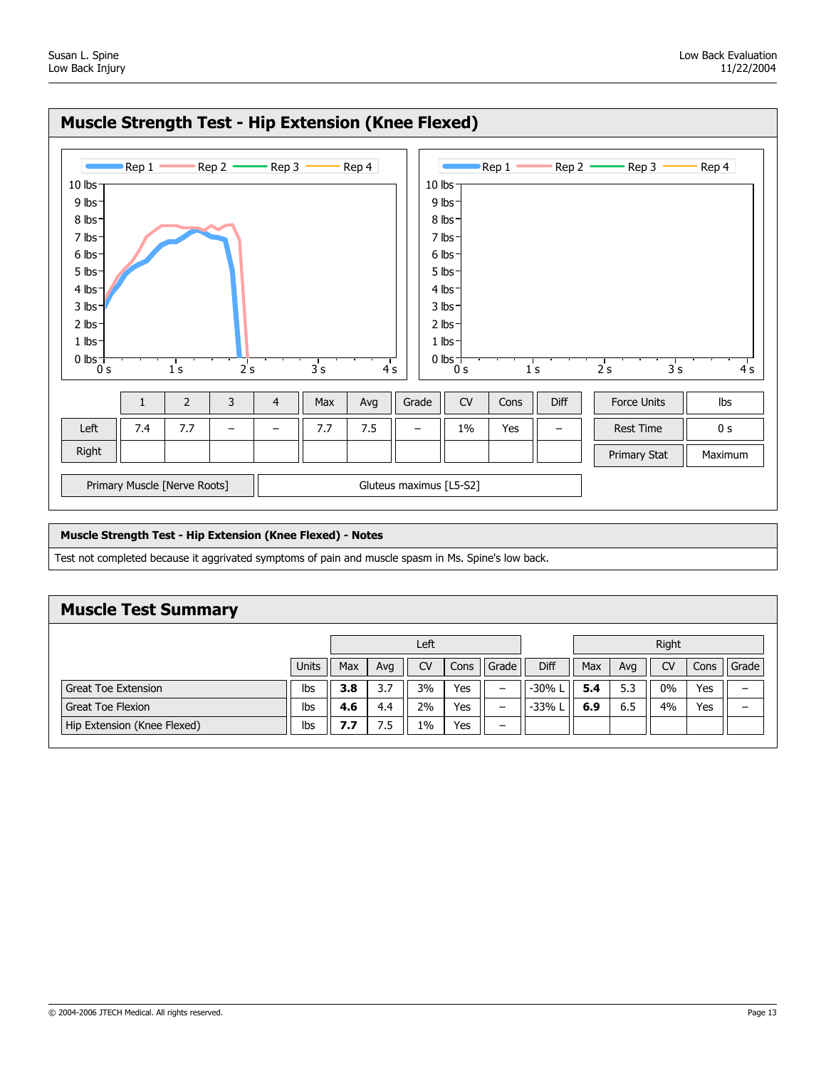## Muscle Strength Test - Hip Extension (Knee Flexed)

|  | 1 | 2 | 3 | 4 | Max | Avg | Grade | CV | Cons | Diff |
|---|---|---|---|---|---|---|---|---|---|---|
| Left | 7.4 | 7.7 | – | – | 7.7 | 7.5 | – | 1% | Yes | – |
| Right |  |  |  |  |  |  |  |  |  |  |

| Force Units | lbs |
|---|---|
| Rest Time | 0 s |
| Primary Stat | Maximum |

| Primary Muscle [Nerve Roots] | Gluteus maximus [L5-S2] |
|---|---|

### Muscle Strength Test - Hip Extension (Knee Flexed) - Notes

Test not completed because it aggrivated symptoms of pain and muscle spasm in Ms. Spine's low back.

## Muscle Test Summary

|  |  | Left |  |  |  |  |  | Right |  |  |  |  |
|---|---|---|---|---|---|---|---|---|---|---|---|---|
|  | Units | Max | Avg | CV | Cons | Grade | Diff | Max | Avg | CV | Cons | Grade |
| Great Toe Extension | lbs | **3.8** | 3.7 | 3% | Yes | – | -30% L | **5.4** | 5.3 | 0% | Yes | – |
| Great Toe Flexion | lbs | **4.6** | 4.4 | 2% | Yes | – | -33% L | **6.9** | 6.5 | 4% | Yes | – |
| Hip Extension (Knee Flexed) | lbs | **7.7** | 7.5 | 1% | Yes | – |  |  |  |  |  |  |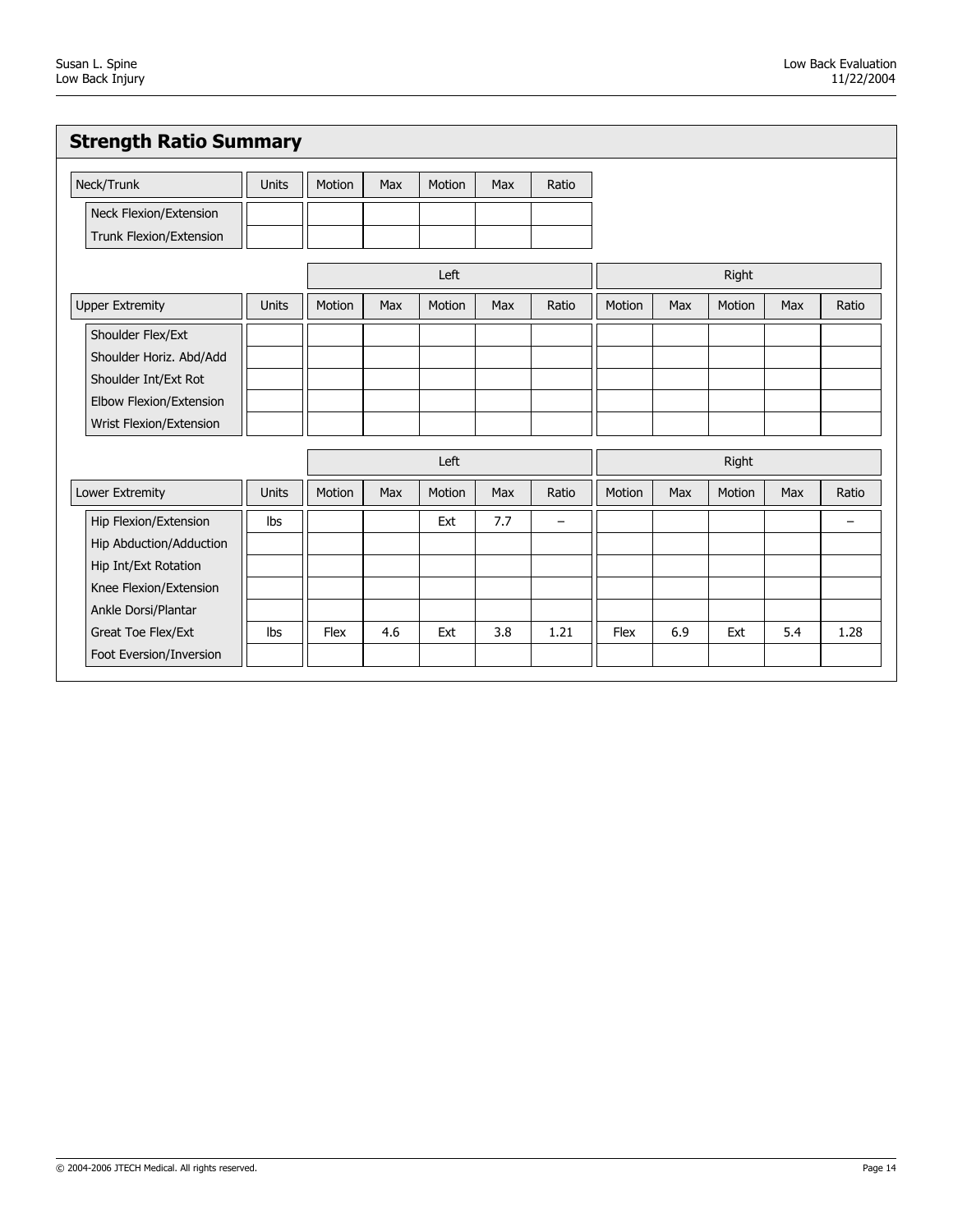## Strength Ratio Summary

| Neck/Trunk | Units | Motion | Max | Motion | Max | Ratio |
|---|---|---|---|---|---|---|
| Neck Flexion/Extension | | | | | | |
| Trunk Flexion/Extension | | | | | | |

| | | Left | | | | | Right | | | | |
|---|---|---|---|---|---|---|---|---|---|---|---|
| Upper Extremity | Units | Motion | Max | Motion | Max | Ratio | Motion | Max | Motion | Max | Ratio |
| Shoulder Flex/Ext | | | | | | | | | | | |
| Shoulder Horiz. Abd/Add | | | | | | | | | | | |
| Shoulder Int/Ext Rot | | | | | | | | | | | |
| Elbow Flexion/Extension | | | | | | | | | | | |
| Wrist Flexion/Extension | | | | | | | | | | | |

| | | Left | | | | | Right | | | | |
|---|---|---|---|---|---|---|---|---|---|---|---|
| Lower Extremity | Units | Motion | Max | Motion | Max | Ratio | Motion | Max | Motion | Max | Ratio |
| Hip Flexion/Extension | lbs | | | Ext | 7.7 | – | | | | | – |
| Hip Abduction/Adduction | | | | | | | | | | | |
| Hip Int/Ext Rotation | | | | | | | | | | | |
| Knee Flexion/Extension | | | | | | | | | | | |
| Ankle Dorsi/Plantar | | | | | | | | | | | |
| Great Toe Flex/Ext | lbs | Flex | 4.6 | Ext | 3.8 | 1.21 | Flex | 6.9 | Ext | 5.4 | 1.28 |
| Foot Eversion/Inversion | | | | | | | | | | | |